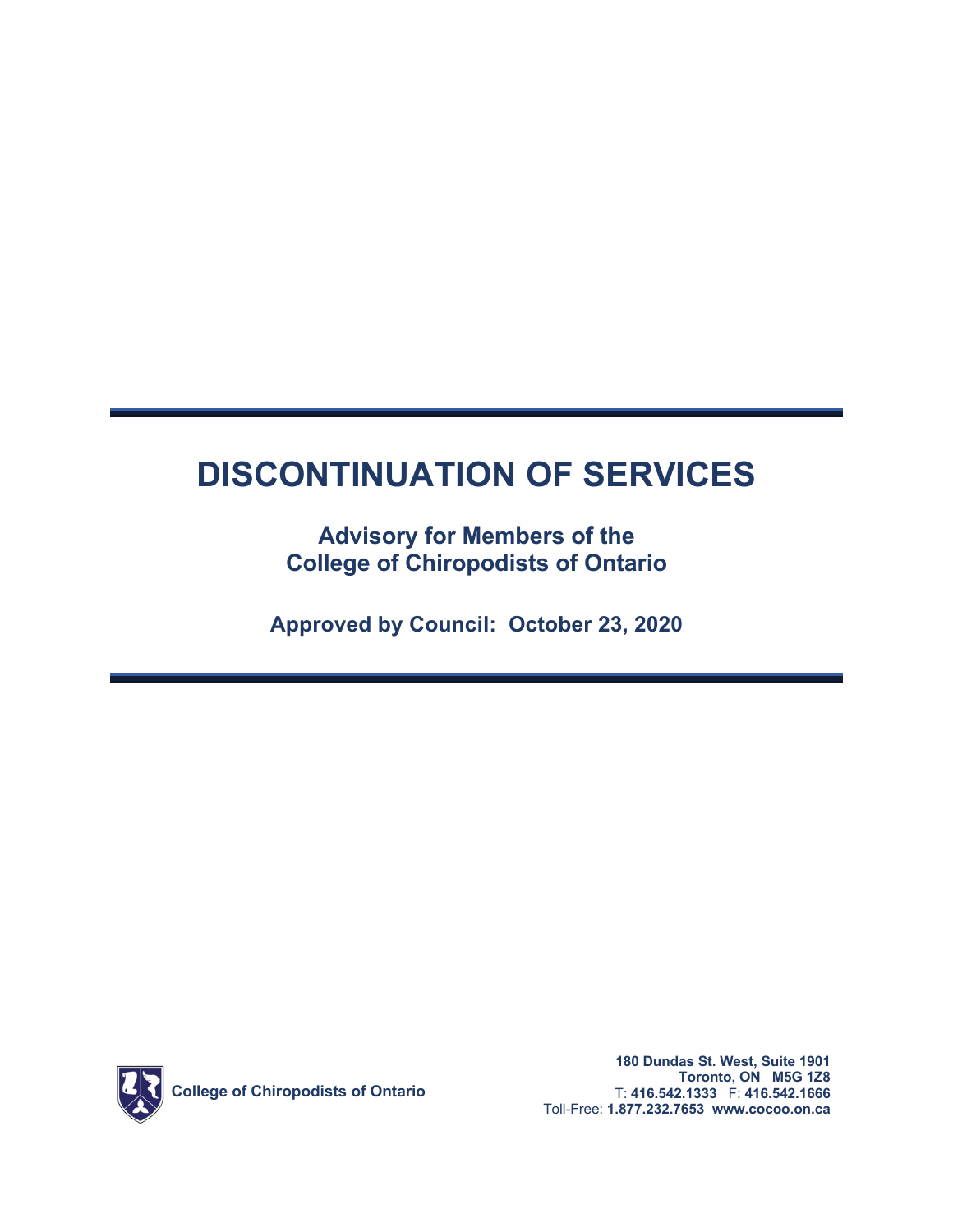# DISCONTINUATION OF SERVICES

**Advisory for Members of the College of Chiropodists of Ontario**

**Approved by Council: October 23, 2020**

**College of Chiropodists of Ontario**

**180 Dundas St. West, Suite 1901**
**Toronto, ON M5G 1Z8**
T: **416.542.1333** F: **416.542.1666**
Toll-Free: **1.877.232.7653** **www.cocoo.on.ca**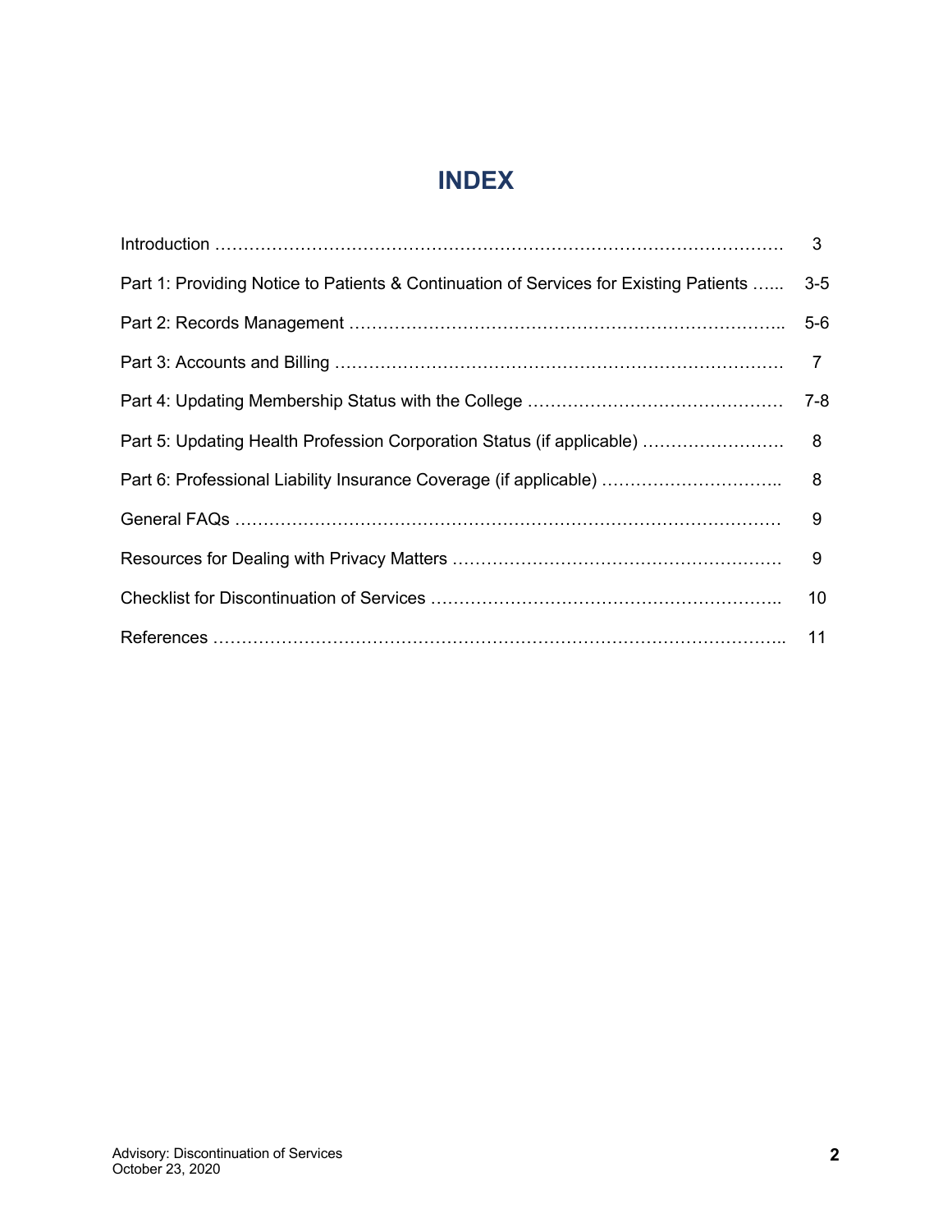# INDEX

| | |
|---|---|
| Introduction | 3 |
| Part 1: Providing Notice to Patients & Continuation of Services for Existing Patients | 3-5 |
| Part 2: Records Management | 5-6 |
| Part 3: Accounts and Billing | 7 |
| Part 4: Updating Membership Status with the College | 7-8 |
| Part 5: Updating Health Profession Corporation Status (if applicable) | 8 |
| Part 6: Professional Liability Insurance Coverage (if applicable) | 8 |
| General FAQs | 9 |
| Resources for Dealing with Privacy Matters | 9 |
| Checklist for Discontinuation of Services | 10 |
| References | 11 |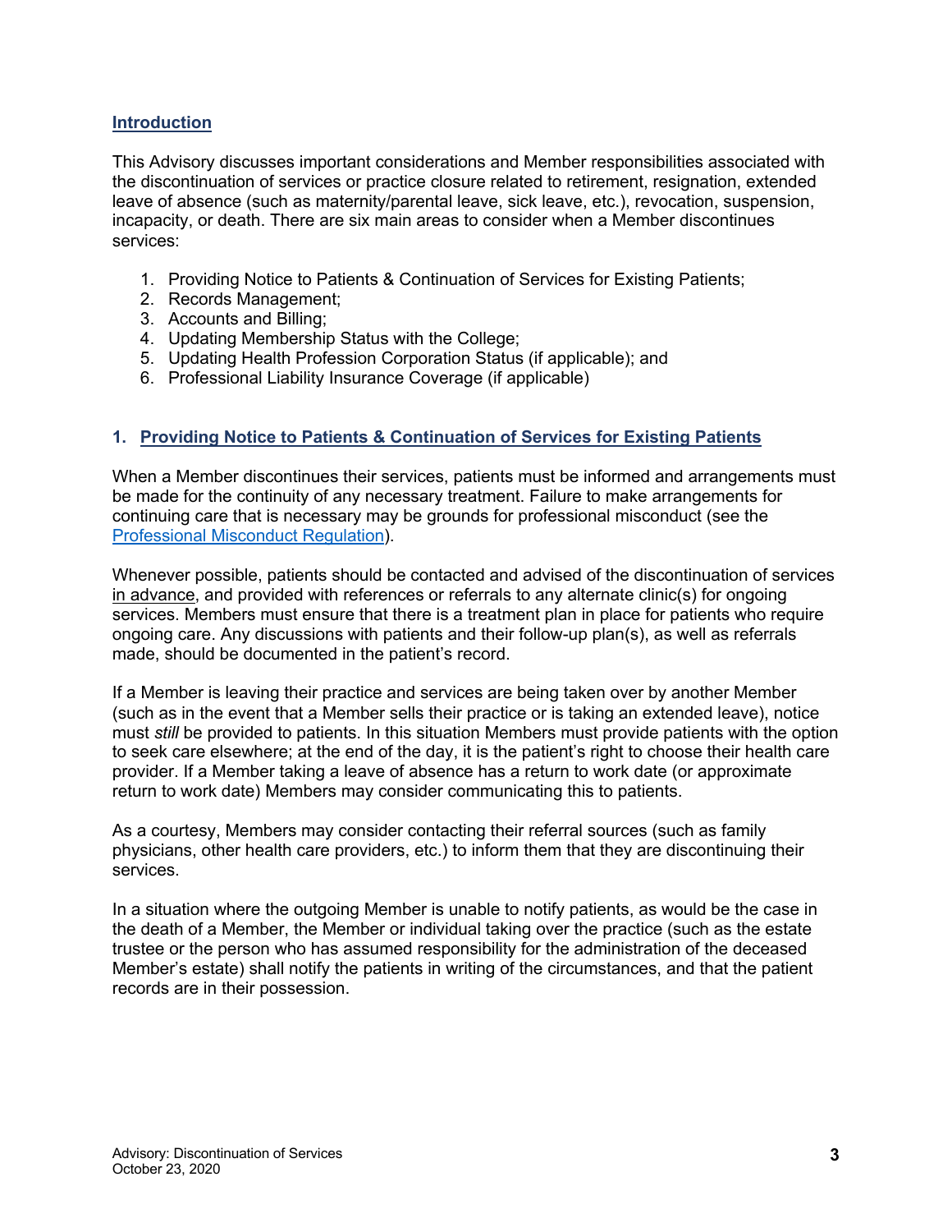## Introduction

This Advisory discusses important considerations and Member responsibilities associated with the discontinuation of services or practice closure related to retirement, resignation, extended leave of absence (such as maternity/parental leave, sick leave, etc.), revocation, suspension, incapacity, or death. There are six main areas to consider when a Member discontinues services:

1. Providing Notice to Patients & Continuation of Services for Existing Patients;
2. Records Management;
3. Accounts and Billing;
4. Updating Membership Status with the College;
5. Updating Health Profession Corporation Status (if applicable); and
6. Professional Liability Insurance Coverage (if applicable)

### 1. Providing Notice to Patients & Continuation of Services for Existing Patients

When a Member discontinues their services, patients must be informed and arrangements must be made for the continuity of any necessary treatment. Failure to make arrangements for continuing care that is necessary may be grounds for professional misconduct (see the [Professional Misconduct Regulation]).

Whenever possible, patients should be contacted and advised of the discontinuation of services in advance, and provided with references or referrals to any alternate clinic(s) for ongoing services. Members must ensure that there is a treatment plan in place for patients who require ongoing care. Any discussions with patients and their follow-up plan(s), as well as referrals made, should be documented in the patient's record.

If a Member is leaving their practice and services are being taken over by another Member (such as in the event that a Member sells their practice or is taking an extended leave), notice must *still* be provided to patients. In this situation Members must provide patients with the option to seek care elsewhere; at the end of the day, it is the patient's right to choose their health care provider. If a Member taking a leave of absence has a return to work date (or approximate return to work date) Members may consider communicating this to patients.

As a courtesy, Members may consider contacting their referral sources (such as family physicians, other health care providers, etc.) to inform them that they are discontinuing their services.

In a situation where the outgoing Member is unable to notify patients, as would be the case in the death of a Member, the Member or individual taking over the practice (such as the estate trustee or the person who has assumed responsibility for the administration of the deceased Member's estate) shall notify the patients in writing of the circumstances, and that the patient records are in their possession.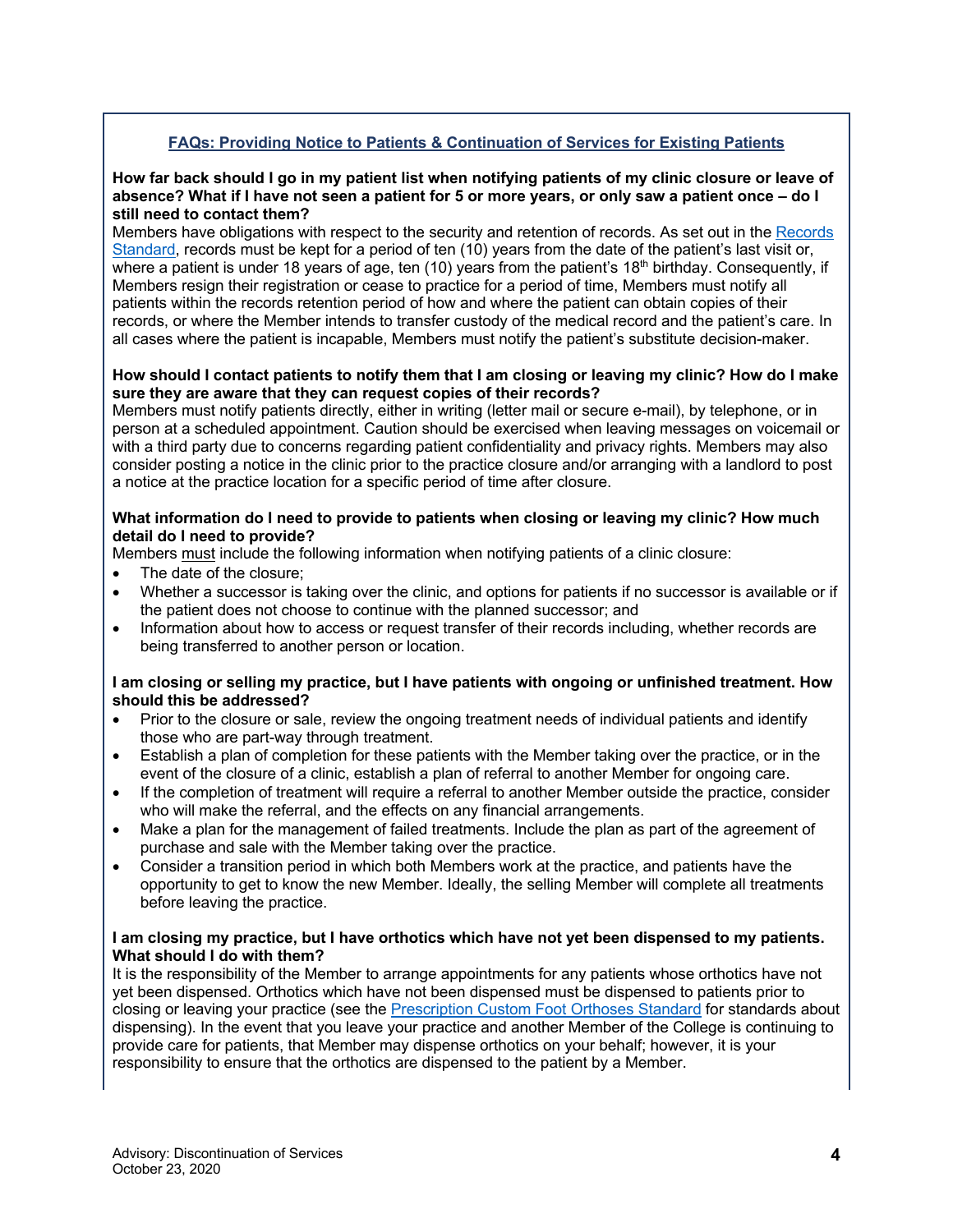## FAQs: Providing Notice to Patients & Continuation of Services for Existing Patients

**How far back should I go in my patient list when notifying patients of my clinic closure or leave of absence? What if I have not seen a patient for 5 or more years, or only saw a patient once – do I still need to contact them?**

Members have obligations with respect to the security and retention of records. As set out in the Records Standard, records must be kept for a period of ten (10) years from the date of the patient's last visit or, where a patient is under 18 years of age, ten (10) years from the patient's 18th birthday. Consequently, if Members resign their registration or cease to practice for a period of time, Members must notify all patients within the records retention period of how and where the patient can obtain copies of their records, or where the Member intends to transfer custody of the medical record and the patient's care. In all cases where the patient is incapable, Members must notify the patient's substitute decision-maker.

**How should I contact patients to notify them that I am closing or leaving my clinic? How do I make sure they are aware that they can request copies of their records?**

Members must notify patients directly, either in writing (letter mail or secure e-mail), by telephone, or in person at a scheduled appointment. Caution should be exercised when leaving messages on voicemail or with a third party due to concerns regarding patient confidentiality and privacy rights. Members may also consider posting a notice in the clinic prior to the practice closure and/or arranging with a landlord to post a notice at the practice location for a specific period of time after closure.

**What information do I need to provide to patients when closing or leaving my clinic? How much detail do I need to provide?**

Members must include the following information when notifying patients of a clinic closure:

- The date of the closure;
- Whether a successor is taking over the clinic, and options for patients if no successor is available or if the patient does not choose to continue with the planned successor; and
- Information about how to access or request transfer of their records including, whether records are being transferred to another person or location.

**I am closing or selling my practice, but I have patients with ongoing or unfinished treatment. How should this be addressed?**

- Prior to the closure or sale, review the ongoing treatment needs of individual patients and identify those who are part-way through treatment.
- Establish a plan of completion for these patients with the Member taking over the practice, or in the event of the closure of a clinic, establish a plan of referral to another Member for ongoing care.
- If the completion of treatment will require a referral to another Member outside the practice, consider who will make the referral, and the effects on any financial arrangements.
- Make a plan for the management of failed treatments. Include the plan as part of the agreement of purchase and sale with the Member taking over the practice.
- Consider a transition period in which both Members work at the practice, and patients have the opportunity to get to know the new Member. Ideally, the selling Member will complete all treatments before leaving the practice.

**I am closing my practice, but I have orthotics which have not yet been dispensed to my patients. What should I do with them?**

It is the responsibility of the Member to arrange appointments for any patients whose orthotics have not yet been dispensed. Orthotics which have not been dispensed must be dispensed to patients prior to closing or leaving your practice (see the Prescription Custom Foot Orthoses Standard for standards about dispensing). In the event that you leave your practice and another Member of the College is continuing to provide care for patients, that Member may dispense orthotics on your behalf; however, it is your responsibility to ensure that the orthotics are dispensed to the patient by a Member.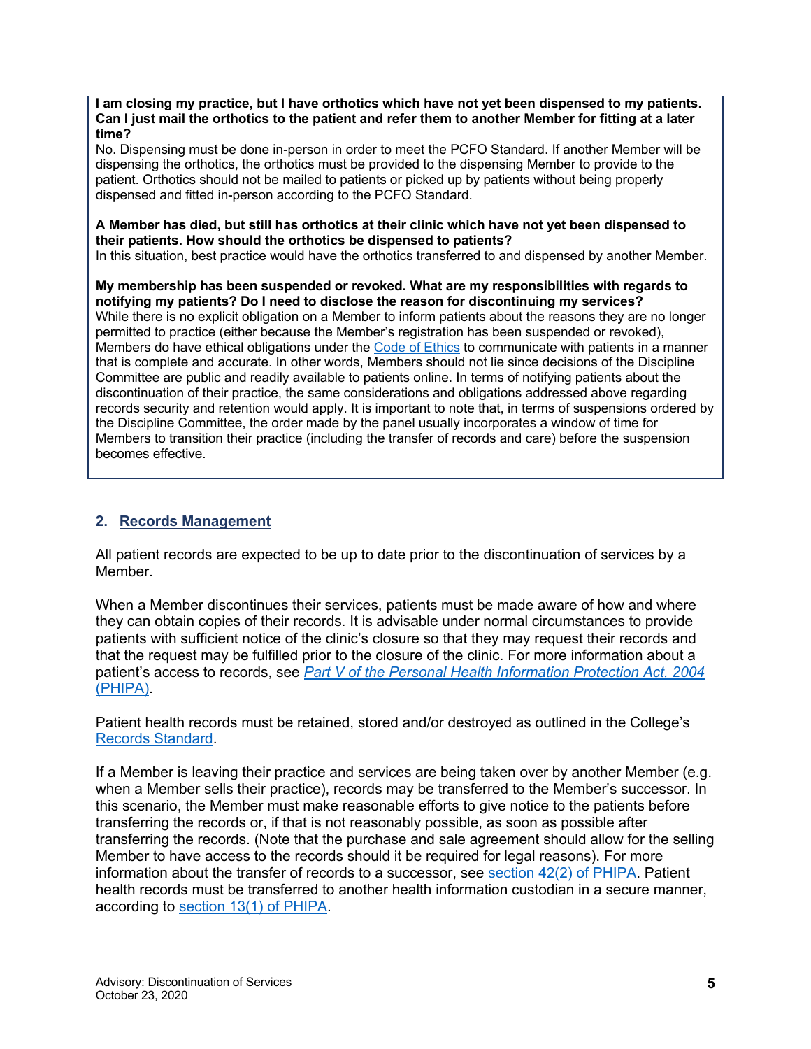**I am closing my practice, but I have orthotics which have not yet been dispensed to my patients. Can I just mail the orthotics to the patient and refer them to another Member for fitting at a later time?**
No. Dispensing must be done in-person in order to meet the PCFO Standard. If another Member will be dispensing the orthotics, the orthotics must be provided to the dispensing Member to provide to the patient. Orthotics should not be mailed to patients or picked up by patients without being properly dispensed and fitted in-person according to the PCFO Standard.

**A Member has died, but still has orthotics at their clinic which have not yet been dispensed to their patients. How should the orthotics be dispensed to patients?**
In this situation, best practice would have the orthotics transferred to and dispensed by another Member.

**My membership has been suspended or revoked. What are my responsibilities with regards to notifying my patients? Do I need to disclose the reason for discontinuing my services?**
While there is no explicit obligation on a Member to inform patients about the reasons they are no longer permitted to practice (either because the Member's registration has been suspended or revoked), Members do have ethical obligations under the Code of Ethics to communicate with patients in a manner that is complete and accurate. In other words, Members should not lie since decisions of the Discipline Committee are public and readily available to patients online. In terms of notifying patients about the discontinuation of their practice, the same considerations and obligations addressed above regarding records security and retention would apply. It is important to note that, in terms of suspensions ordered by the Discipline Committee, the order made by the panel usually incorporates a window of time for Members to transition their practice (including the transfer of records and care) before the suspension becomes effective.

## 2. Records Management

All patient records are expected to be up to date prior to the discontinuation of services by a Member.

When a Member discontinues their services, patients must be made aware of how and where they can obtain copies of their records. It is advisable under normal circumstances to provide patients with sufficient notice of the clinic's closure so that they may request their records and that the request may be fulfilled prior to the closure of the clinic. For more information about a patient's access to records, see *Part V of the Personal Health Information Protection Act, 2004 (PHIPA)*.

Patient health records must be retained, stored and/or destroyed as outlined in the College's Records Standard.

If a Member is leaving their practice and services are being taken over by another Member (e.g. when a Member sells their practice), records may be transferred to the Member's successor. In this scenario, the Member must make reasonable efforts to give notice to the patients before transferring the records or, if that is not reasonably possible, as soon as possible after transferring the records. (Note that the purchase and sale agreement should allow for the selling Member to have access to the records should it be required for legal reasons). For more information about the transfer of records to a successor, see section 42(2) of PHIPA. Patient health records must be transferred to another health information custodian in a secure manner, according to section 13(1) of PHIPA.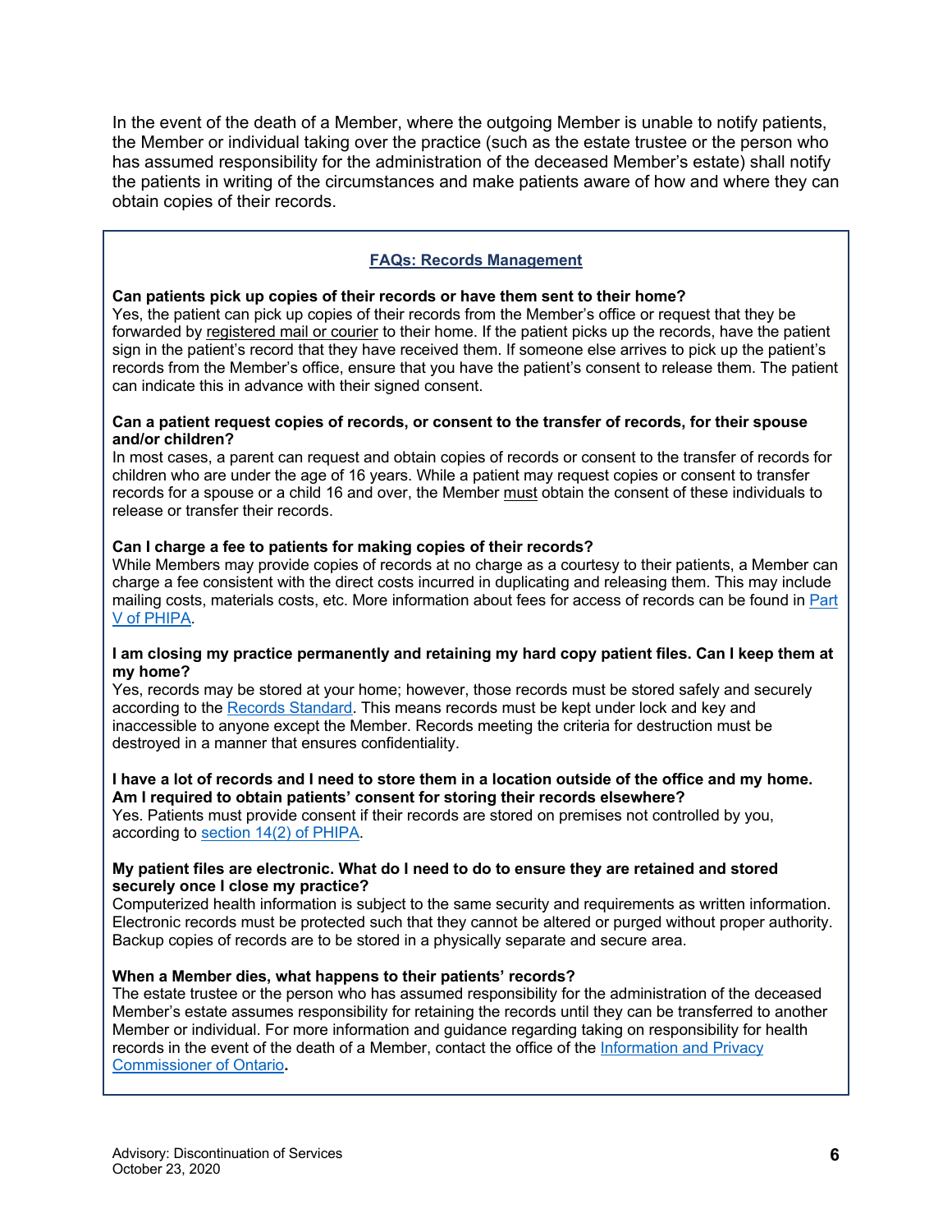In the event of the death of a Member, where the outgoing Member is unable to notify patients, the Member or individual taking over the practice (such as the estate trustee or the person who has assumed responsibility for the administration of the deceased Member's estate) shall notify the patients in writing of the circumstances and make patients aware of how and where they can obtain copies of their records.

## FAQs: Records Management

**Can patients pick up copies of their records or have them sent to their home?**
Yes, the patient can pick up copies of their records from the Member's office or request that they be forwarded by registered mail or courier to their home. If the patient picks up the records, have the patient sign in the patient's record that they have received them. If someone else arrives to pick up the patient's records from the Member's office, ensure that you have the patient's consent to release them. The patient can indicate this in advance with their signed consent.

**Can a patient request copies of records, or consent to the transfer of records, for their spouse and/or children?**
In most cases, a parent can request and obtain copies of records or consent to the transfer of records for children who are under the age of 16 years. While a patient may request copies or consent to transfer records for a spouse or a child 16 and over, the Member must obtain the consent of these individuals to release or transfer their records.

**Can I charge a fee to patients for making copies of their records?**
While Members may provide copies of records at no charge as a courtesy to their patients, a Member can charge a fee consistent with the direct costs incurred in duplicating and releasing them. This may include mailing costs, materials costs, etc. More information about fees for access of records can be found in Part V of PHIPA.

**I am closing my practice permanently and retaining my hard copy patient files. Can I keep them at my home?**
Yes, records may be stored at your home; however, those records must be stored safely and securely according to the Records Standard. This means records must be kept under lock and key and inaccessible to anyone except the Member. Records meeting the criteria for destruction must be destroyed in a manner that ensures confidentiality.

**I have a lot of records and I need to store them in a location outside of the office and my home. Am I required to obtain patients' consent for storing their records elsewhere?**
Yes. Patients must provide consent if their records are stored on premises not controlled by you, according to section 14(2) of PHIPA.

**My patient files are electronic. What do I need to do to ensure they are retained and stored securely once I close my practice?**
Computerized health information is subject to the same security and requirements as written information. Electronic records must be protected such that they cannot be altered or purged without proper authority. Backup copies of records are to be stored in a physically separate and secure area.

**When a Member dies, what happens to their patients' records?**
The estate trustee or the person who has assumed responsibility for the administration of the deceased Member's estate assumes responsibility for retaining the records until they can be transferred to another Member or individual. For more information and guidance regarding taking on responsibility for health records in the event of the death of a Member, contact the office of the Information and Privacy Commissioner of Ontario**.**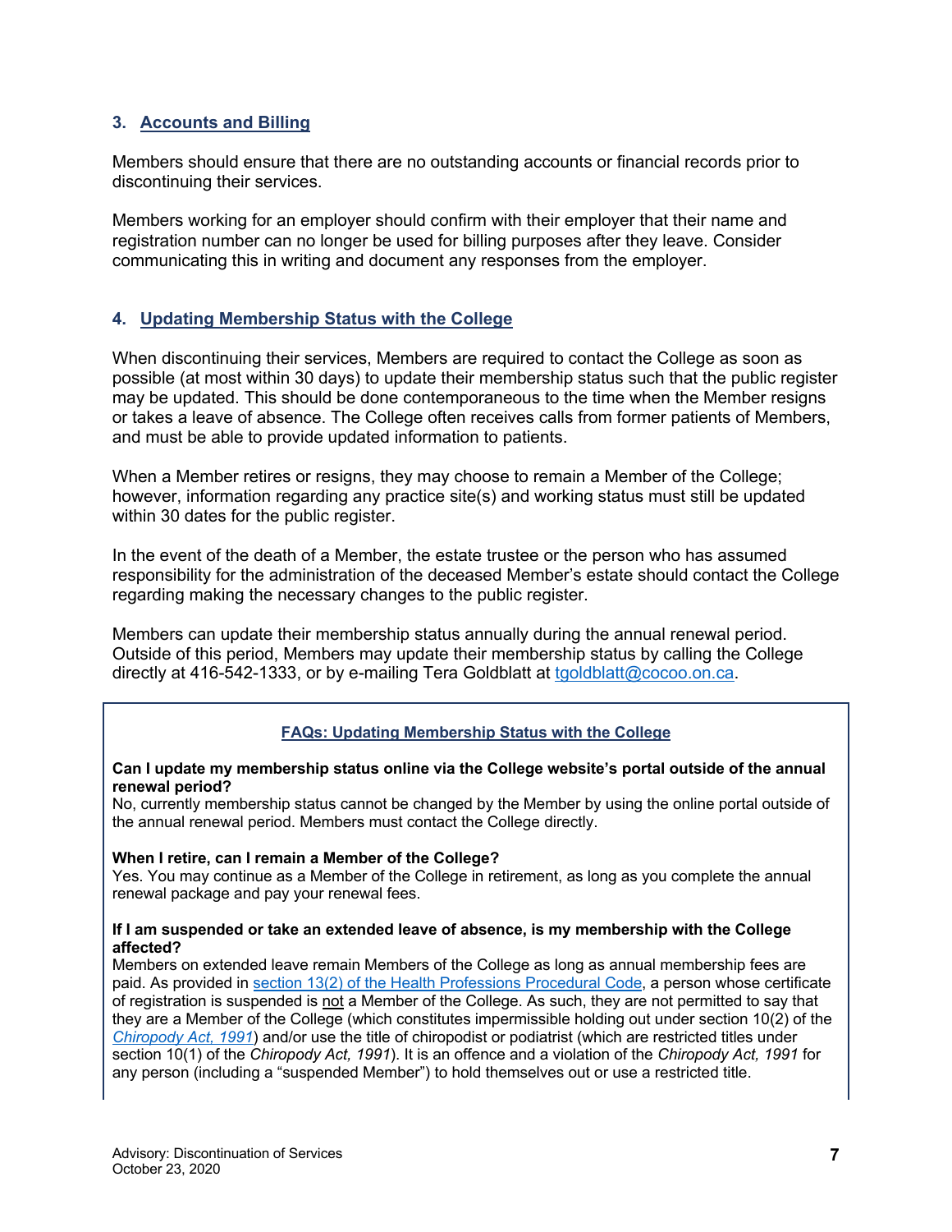## 3. Accounts and Billing

Members should ensure that there are no outstanding accounts or financial records prior to discontinuing their services.

Members working for an employer should confirm with their employer that their name and registration number can no longer be used for billing purposes after they leave. Consider communicating this in writing and document any responses from the employer.

## 4. Updating Membership Status with the College

When discontinuing their services, Members are required to contact the College as soon as possible (at most within 30 days) to update their membership status such that the public register may be updated. This should be done contemporaneous to the time when the Member resigns or takes a leave of absence. The College often receives calls from former patients of Members, and must be able to provide updated information to patients.

When a Member retires or resigns, they may choose to remain a Member of the College; however, information regarding any practice site(s) and working status must still be updated within 30 dates for the public register.

In the event of the death of a Member, the estate trustee or the person who has assumed responsibility for the administration of the deceased Member's estate should contact the College regarding making the necessary changes to the public register.

Members can update their membership status annually during the annual renewal period. Outside of this period, Members may update their membership status by calling the College directly at 416-542-1333, or by e-mailing Tera Goldblatt at tgoldblatt@cocoo.on.ca.

### FAQs: Updating Membership Status with the College

**Can I update my membership status online via the College website's portal outside of the annual renewal period?**
No, currently membership status cannot be changed by the Member by using the online portal outside of the annual renewal period. Members must contact the College directly.

**When I retire, can I remain a Member of the College?**
Yes. You may continue as a Member of the College in retirement, as long as you complete the annual renewal package and pay your renewal fees.

**If I am suspended or take an extended leave of absence, is my membership with the College affected?**
Members on extended leave remain Members of the College as long as annual membership fees are paid. As provided in section 13(2) of the Health Professions Procedural Code, a person whose certificate of registration is suspended is not a Member of the College. As such, they are not permitted to say that they are a Member of the College (which constitutes impermissible holding out under section 10(2) of the *Chiropody Act, 1991*) and/or use the title of chiropodist or podiatrist (which are restricted titles under section 10(1) of the *Chiropody Act, 1991*). It is an offence and a violation of the *Chiropody Act, 1991* for any person (including a "suspended Member") to hold themselves out or use a restricted title.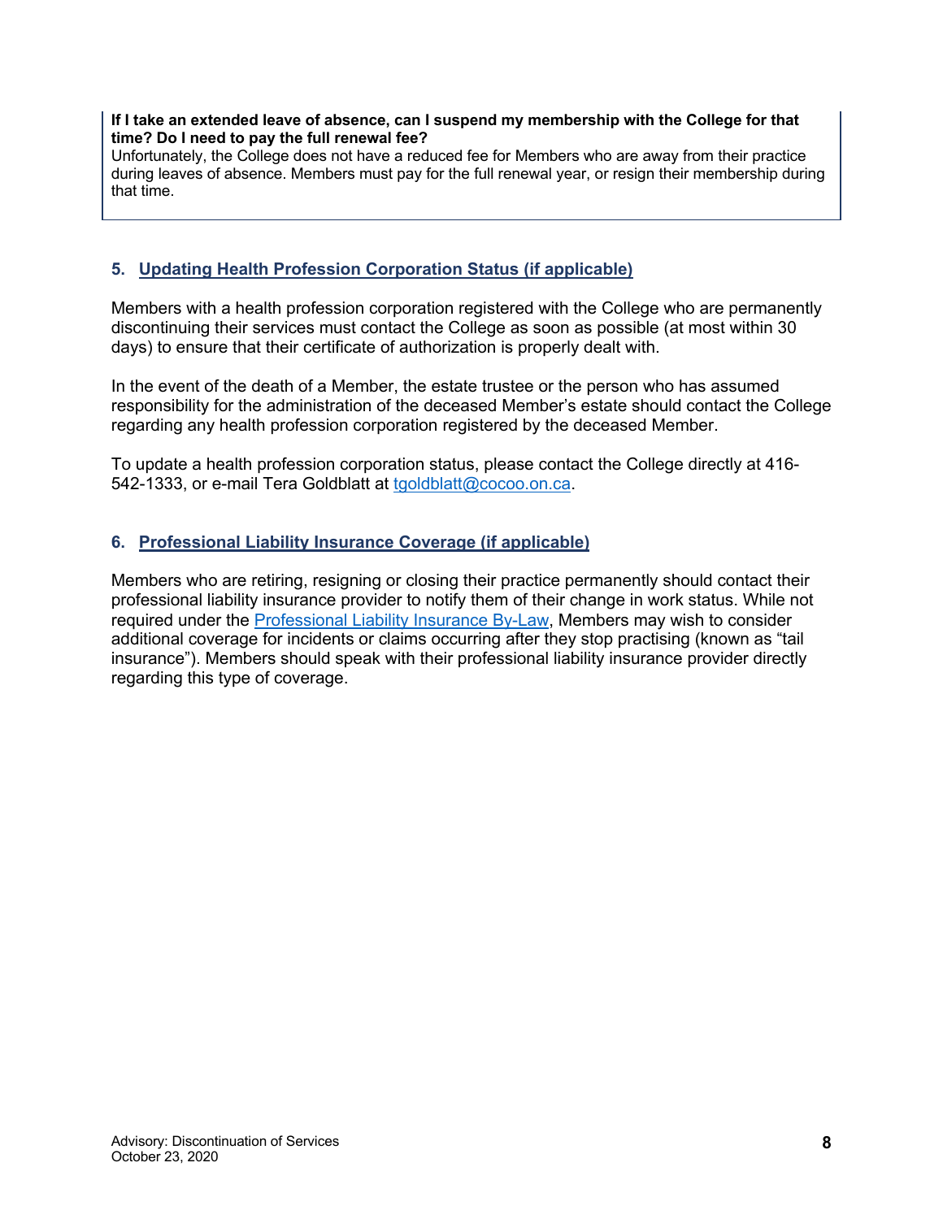**If I take an extended leave of absence, can I suspend my membership with the College for that time? Do I need to pay the full renewal fee?**
Unfortunately, the College does not have a reduced fee for Members who are away from their practice during leaves of absence. Members must pay for the full renewal year, or resign their membership during that time.

### 5. Updating Health Profession Corporation Status (if applicable)

Members with a health profession corporation registered with the College who are permanently discontinuing their services must contact the College as soon as possible (at most within 30 days) to ensure that their certificate of authorization is properly dealt with.

In the event of the death of a Member, the estate trustee or the person who has assumed responsibility for the administration of the deceased Member's estate should contact the College regarding any health profession corporation registered by the deceased Member.

To update a health profession corporation status, please contact the College directly at 416-542-1333, or e-mail Tera Goldblatt at tgoldblatt@cocoo.on.ca.

### 6. Professional Liability Insurance Coverage (if applicable)

Members who are retiring, resigning or closing their practice permanently should contact their professional liability insurance provider to notify them of their change in work status. While not required under the Professional Liability Insurance By-Law, Members may wish to consider additional coverage for incidents or claims occurring after they stop practising (known as "tail insurance"). Members should speak with their professional liability insurance provider directly regarding this type of coverage.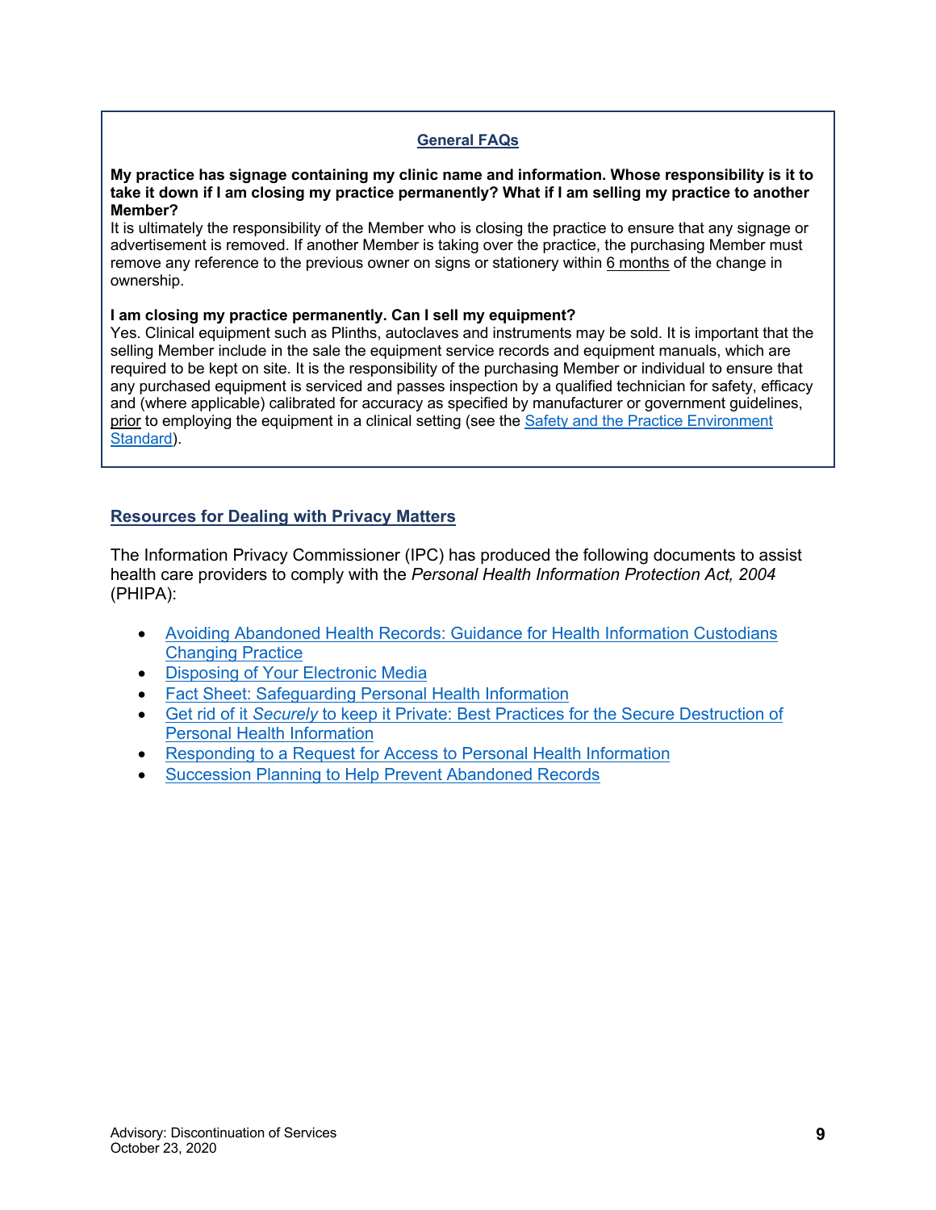## General FAQs

**My practice has signage containing my clinic name and information. Whose responsibility is it to take it down if I am closing my practice permanently? What if I am selling my practice to another Member?**

It is ultimately the responsibility of the Member who is closing the practice to ensure that any signage or advertisement is removed. If another Member is taking over the practice, the purchasing Member must remove any reference to the previous owner on signs or stationery within 6 months of the change in ownership.

**I am closing my practice permanently. Can I sell my equipment?**

Yes. Clinical equipment such as Plinths, autoclaves and instruments may be sold. It is important that the selling Member include in the sale the equipment service records and equipment manuals, which are required to be kept on site. It is the responsibility of the purchasing Member or individual to ensure that any purchased equipment is serviced and passes inspection by a qualified technician for safety, efficacy and (where applicable) calibrated for accuracy as specified by manufacturer or government guidelines, prior to employing the equipment in a clinical setting (see the Safety and the Practice Environment Standard).

## Resources for Dealing with Privacy Matters

The Information Privacy Commissioner (IPC) has produced the following documents to assist health care providers to comply with the *Personal Health Information Protection Act, 2004* (PHIPA):

- Avoiding Abandoned Health Records: Guidance for Health Information Custodians Changing Practice
- Disposing of Your Electronic Media
- Fact Sheet: Safeguarding Personal Health Information
- Get rid of it *Securely* to keep it Private: Best Practices for the Secure Destruction of Personal Health Information
- Responding to a Request for Access to Personal Health Information
- Succession Planning to Help Prevent Abandoned Records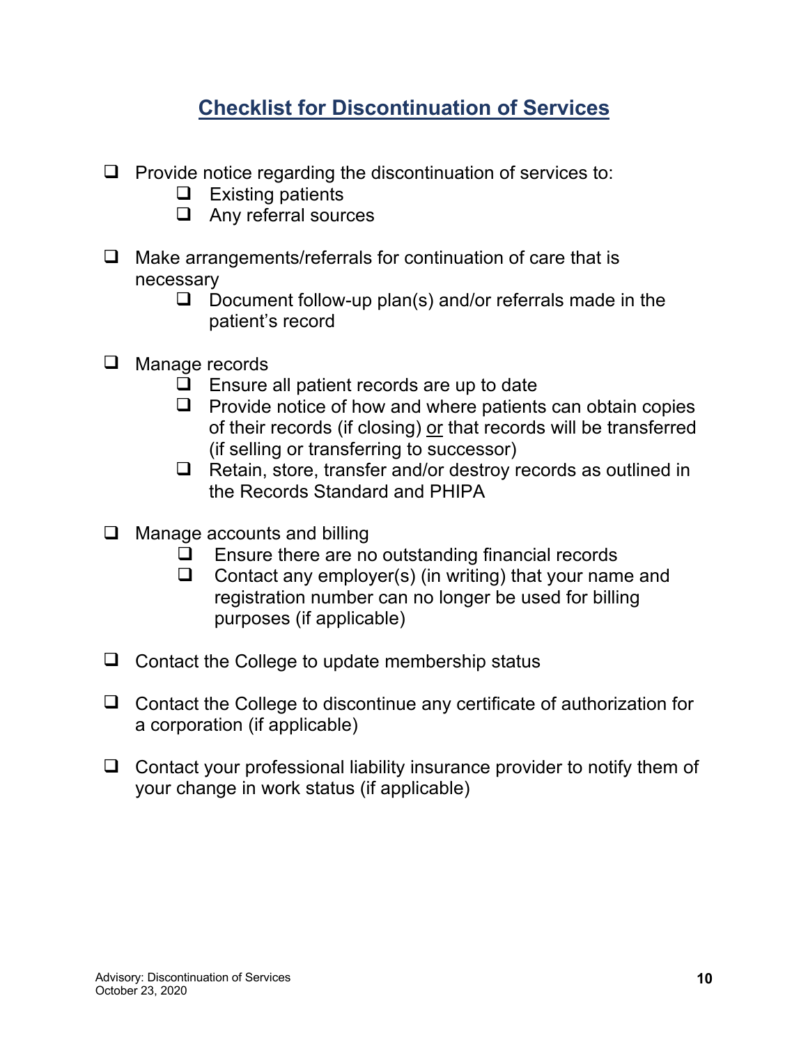# Checklist for Discontinuation of Services

- [ ] Provide notice regarding the discontinuation of services to:
    - [ ] Existing patients
    - [ ] Any referral sources

- [ ] Make arrangements/referrals for continuation of care that is necessary
    - [ ] Document follow-up plan(s) and/or referrals made in the patient's record

- [ ] Manage records
    - [ ] Ensure all patient records are up to date
    - [ ] Provide notice of how and where patients can obtain copies of their records (if closing) <u>or</u> that records will be transferred (if selling or transferring to successor)
    - [ ] Retain, store, transfer and/or destroy records as outlined in the Records Standard and PHIPA

- [ ] Manage accounts and billing
    - [ ] Ensure there are no outstanding financial records
    - [ ] Contact any employer(s) (in writing) that your name and registration number can no longer be used for billing purposes (if applicable)

- [ ] Contact the College to update membership status

- [ ] Contact the College to discontinue any certificate of authorization for a corporation (if applicable)

- [ ] Contact your professional liability insurance provider to notify them of your change in work status (if applicable)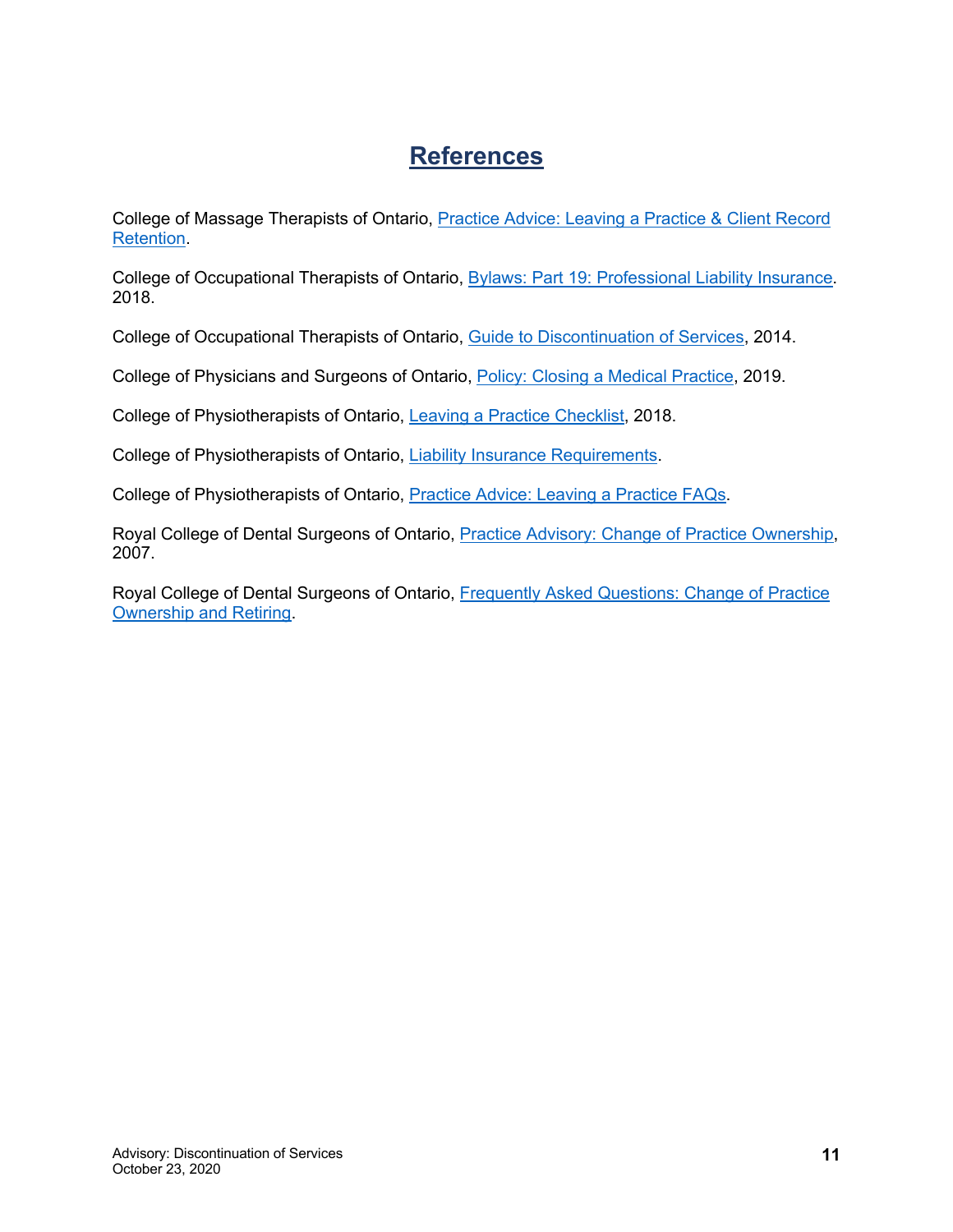# References

College of Massage Therapists of Ontario, Practice Advice: Leaving a Practice & Client Record Retention.

College of Occupational Therapists of Ontario, Bylaws: Part 19: Professional Liability Insurance. 2018.

College of Occupational Therapists of Ontario, Guide to Discontinuation of Services, 2014.

College of Physicians and Surgeons of Ontario, Policy: Closing a Medical Practice, 2019.

College of Physiotherapists of Ontario, Leaving a Practice Checklist, 2018.

College of Physiotherapists of Ontario, Liability Insurance Requirements.

College of Physiotherapists of Ontario, Practice Advice: Leaving a Practice FAQs.

Royal College of Dental Surgeons of Ontario, Practice Advisory: Change of Practice Ownership, 2007.

Royal College of Dental Surgeons of Ontario, Frequently Asked Questions: Change of Practice Ownership and Retiring.